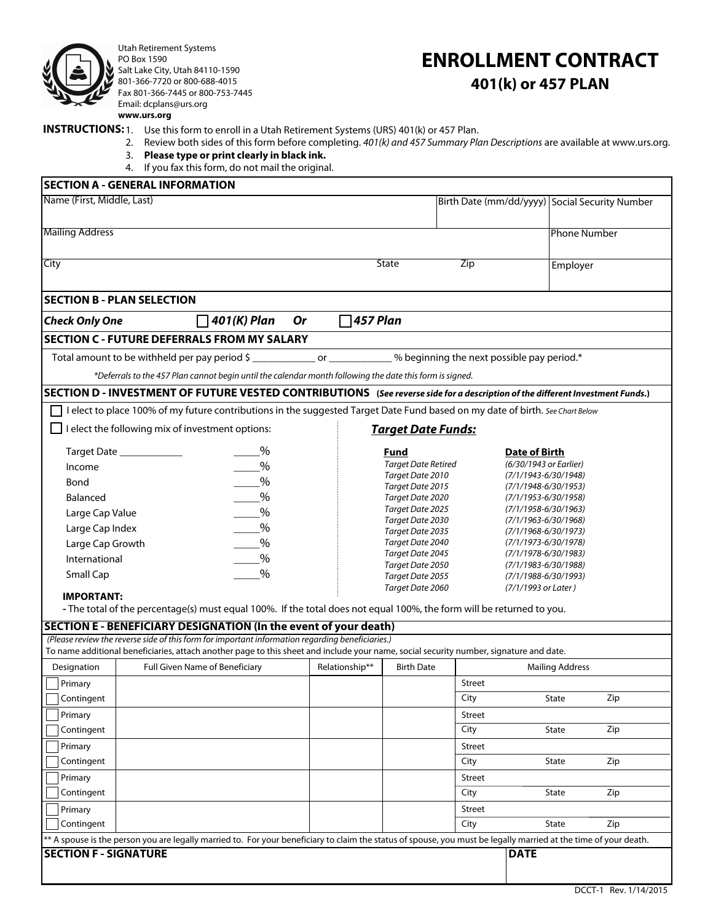Utah Retirement Systems
PO Box 1590
Salt Lake City, Utah 84110-1590
801-366-7720 or 800-688-4015
Fax 801-366-7445 or 800-753-7445
Email: dcplans@urs.org
**www.urs.org**

# ENROLLMENT CONTRACT

## 401(k) or 457 PLAN

**INSTRUCTIONS:**

1. Use this form to enroll in a Utah Retirement Systems (URS) 401(k) or 457 Plan.
2. Review both sides of this form before completing. *401(k) and 457 Summary Plan Descriptions* are available at www.urs.org.
3. **Please type or print clearly in black ink.**
4. If you fax this form, do not mail the original.

### SECTION A - GENERAL INFORMATION

| Name (First, Middle, Last) | | | Birth Date (mm/dd/yyyy) | Social Security Number |
|---|---|---|---|---|
| Mailing Address | | | | Phone Number |
| City | State | Zip | | Employer |

### SECTION B - PLAN SELECTION

***Check Only One*** ☐ ***401(K) Plan*** ***Or*** ☐ ***457 Plan***

### SECTION C - FUTURE DEFERRALS FROM MY SALARY

Total amount to be withheld per pay period $ ____________ or ____________ % beginning the next possible pay period.*

*\*Deferrals to the 457 Plan cannot begin until the calendar month following the date this form is signed.*

### SECTION D - INVESTMENT OF FUTURE VESTED CONTRIBUTIONS (See reverse side for a description of the different Investment Funds.)

☐ I elect to place 100% of my future contributions in the suggested Target Date Fund based on my date of birth. *See Chart Below*

☐ I elect the following mix of investment options:

| Option | Percentage |
|---|---|
| Target Date ____________ | _____% |
| Income | _____% |
| Bond | _____% |
| Balanced | _____% |
| Large Cap Value | _____% |
| Large Cap Index | _____% |
| Large Cap Growth | _____% |
| International | _____% |
| Small Cap | _____% |

***Target Date Funds:***

| Fund | Date of Birth |
|---|---|
| *Target Date Retired* | *(6/30/1943 or Earlier)* |
| *Target Date 2010* | *(7/1/1943-6/30/1948)* |
| *Target Date 2015* | *(7/1/1948-6/30/1953)* |
| *Target Date 2020* | *(7/1/1953-6/30/1958)* |
| *Target Date 2025* | *(7/1/1958-6/30/1963)* |
| *Target Date 2030* | *(7/1/1963-6/30/1968)* |
| *Target Date 2035* | *(7/1/1968-6/30/1973)* |
| *Target Date 2040* | *(7/1/1973-6/30/1978)* |
| *Target Date 2045* | *(7/1/1978-6/30/1983)* |
| *Target Date 2050* | *(7/1/1983-6/30/1988)* |
| *Target Date 2055* | *(7/1/1988-6/30/1993)* |
| *Target Date 2060* | *(7/1/1993 or Later )* |

**IMPORTANT:**

**-** The total of the percentage(s) must equal 100%. If the total does not equal 100%, the form will be returned to you.

### SECTION E - BENEFICIARY DESIGNATION (In the event of your death)

*(Please review the reverse side of this form for important information regarding beneficiaries.)*
To name additional beneficiaries, attach another page to this sheet and include your name, social security number, signature and date.

| Designation | Full Given Name of Beneficiary | Relationship** | Birth Date | Mailing Address |
|---|---|---|---|---|
| ☐ Primary ☐ Contingent | | | | Street / City State Zip |
| ☐ Primary ☐ Contingent | | | | Street / City State Zip |
| ☐ Primary ☐ Contingent | | | | Street / City State Zip |
| ☐ Primary ☐ Contingent | | | | Street / City State Zip |
| ☐ Primary ☐ Contingent | | | | Street / City State Zip |

\*\* A spouse is the person you are legally married to. For your beneficiary to claim the status of spouse, you must be legally married at the time of your death.

| SECTION F - SIGNATURE | DATE |
|---|---|
| | |

DCCT-1 Rev. 1/14/2015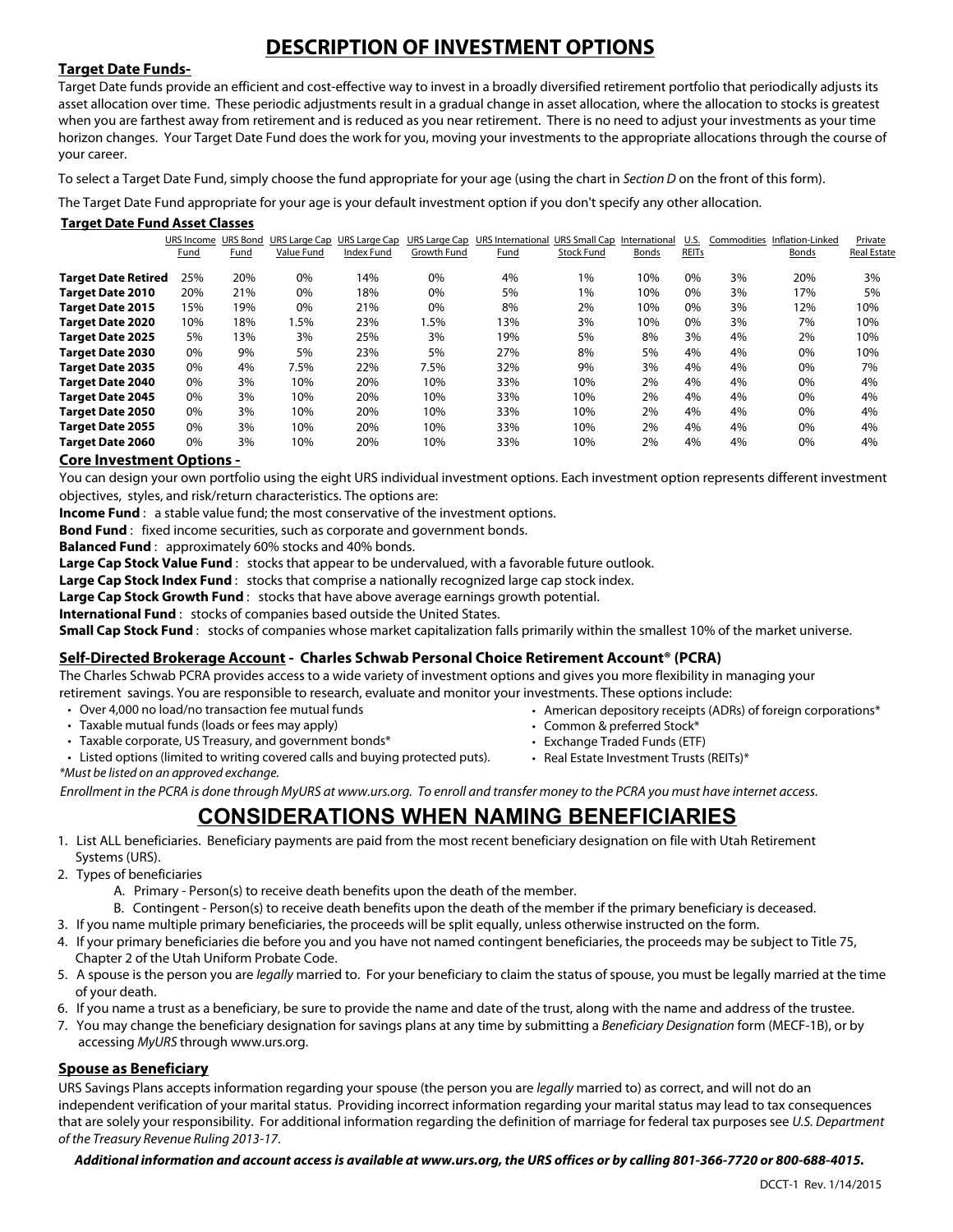# DESCRIPTION OF INVESTMENT OPTIONS

## Target Date Funds-

Target Date funds provide an efficient and cost-effective way to invest in a broadly diversified retirement portfolio that periodically adjusts its asset allocation over time. These periodic adjustments result in a gradual change in asset allocation, where the allocation to stocks is greatest when you are farthest away from retirement and is reduced as you near retirement. There is no need to adjust your investments as your time horizon changes. Your Target Date Fund does the work for you, moving your investments to the appropriate allocations through the course of your career.

To select a Target Date Fund, simply choose the fund appropriate for your age (using the chart in *Section D* on the front of this form).

The Target Date Fund appropriate for your age is your default investment option if you don't specify any other allocation.

### Target Date Fund Asset Classes

| | URS Income Fund | URS Bond Fund | URS Large Cap Value Fund | URS Large Cap Index Fund | URS Large Cap Growth Fund | URS International Fund | URS Small Cap Stock Fund | International Bonds | U.S. REITs | Commodities | Inflation-Linked Bonds | Private Real Estate |
|---|---|---|---|---|---|---|---|---|---|---|---|---|
| **Target Date Retired** | 25% | 20% | 0% | 14% | 0% | 4% | 1% | 10% | 0% | 3% | 20% | 3% |
| **Target Date 2010** | 20% | 21% | 0% | 18% | 0% | 5% | 1% | 10% | 0% | 3% | 17% | 5% |
| **Target Date 2015** | 15% | 19% | 0% | 21% | 0% | 8% | 2% | 10% | 0% | 3% | 12% | 10% |
| **Target Date 2020** | 10% | 18% | 1.5% | 23% | 1.5% | 13% | 3% | 10% | 0% | 3% | 7% | 10% |
| **Target Date 2025** | 5% | 13% | 3% | 25% | 3% | 19% | 5% | 8% | 3% | 4% | 2% | 10% |
| **Target Date 2030** | 0% | 9% | 5% | 23% | 5% | 27% | 8% | 5% | 4% | 4% | 0% | 10% |
| **Target Date 2035** | 0% | 4% | 7.5% | 22% | 7.5% | 32% | 9% | 3% | 4% | 4% | 0% | 7% |
| **Target Date 2040** | 0% | 3% | 10% | 20% | 10% | 33% | 10% | 2% | 4% | 4% | 0% | 4% |
| **Target Date 2045** | 0% | 3% | 10% | 20% | 10% | 33% | 10% | 2% | 4% | 4% | 0% | 4% |
| **Target Date 2050** | 0% | 3% | 10% | 20% | 10% | 33% | 10% | 2% | 4% | 4% | 0% | 4% |
| **Target Date 2055** | 0% | 3% | 10% | 20% | 10% | 33% | 10% | 2% | 4% | 4% | 0% | 4% |
| **Target Date 2060** | 0% | 3% | 10% | 20% | 10% | 33% | 10% | 2% | 4% | 4% | 0% | 4% |

## Core Investment Options -

You can design your own portfolio using the eight URS individual investment options. Each investment option represents different investment objectives, styles, and risk/return characteristics. The options are:

**Income Fund** : a stable value fund; the most conservative of the investment options.
**Bond Fund** : fixed income securities, such as corporate and government bonds.
**Balanced Fund** : approximately 60% stocks and 40% bonds.
**Large Cap Stock Value Fund** : stocks that appear to be undervalued, with a favorable future outlook.
**Large Cap Stock Index Fund** : stocks that comprise a nationally recognized large cap stock index.
**Large Cap Stock Growth Fund** : stocks that have above average earnings growth potential.
**International Fund** : stocks of companies based outside the United States.
**Small Cap Stock Fund** : stocks of companies whose market capitalization falls primarily within the smallest 10% of the market universe.

## Self-Directed Brokerage Account - Charles Schwab Personal Choice Retirement Account® (PCRA)

The Charles Schwab PCRA provides access to a wide variety of investment options and gives you more flexibility in managing your retirement savings. You are responsible to research, evaluate and monitor your investments. These options include:

- Over 4,000 no load/no transaction fee mutual funds
- Taxable mutual funds (loads or fees may apply)
- Taxable corporate, US Treasury, and government bonds*
- Listed options (limited to writing covered calls and buying protected puts).
- American depository receipts (ADRs) of foreign corporations*
- Common & preferred Stock*
- Exchange Traded Funds (ETF)
- Real Estate Investment Trusts (REITs)*

*\*Must be listed on an approved exchange.*

*Enrollment in the PCRA is done through MyURS at www.urs.org. To enroll and transfer money to the PCRA you must have internet access.*

# CONSIDERATIONS WHEN NAMING BENEFICIARIES

1. List ALL beneficiaries. Beneficiary payments are paid from the most recent beneficiary designation on file with Utah Retirement Systems (URS).
2. Types of beneficiaries
   A. Primary - Person(s) to receive death benefits upon the death of the member.
   B. Contingent - Person(s) to receive death benefits upon the death of the member if the primary beneficiary is deceased.
3. If you name multiple primary beneficiaries, the proceeds will be split equally, unless otherwise instructed on the form.
4. If your primary beneficiaries die before you and you have not named contingent beneficiaries, the proceeds may be subject to Title 75, Chapter 2 of the Utah Uniform Probate Code.
5. A spouse is the person you are *legally* married to. For your beneficiary to claim the status of spouse, you must be legally married at the time of your death.
6. If you name a trust as a beneficiary, be sure to provide the name and date of the trust, along with the name and address of the trustee.
7. You may change the beneficiary designation for savings plans at any time by submitting a *Beneficiary Designation* form (MECF-1B), or by accessing *MyURS* through www.urs.org.

## Spouse as Beneficiary

URS Savings Plans accepts information regarding your spouse (the person you are *legally* married to) as correct, and will not do an independent verification of your marital status. Providing incorrect information regarding your marital status may lead to tax consequences that are solely your responsibility. For additional information regarding the definition of marriage for federal tax purposes see *U.S. Department of the Treasury Revenue Ruling 2013-17*.

***Additional information and account access is available at www.urs.org, the URS offices or by calling 801-366-7720 or 800-688-4015.***

DCCT-1 Rev. 1/14/2015